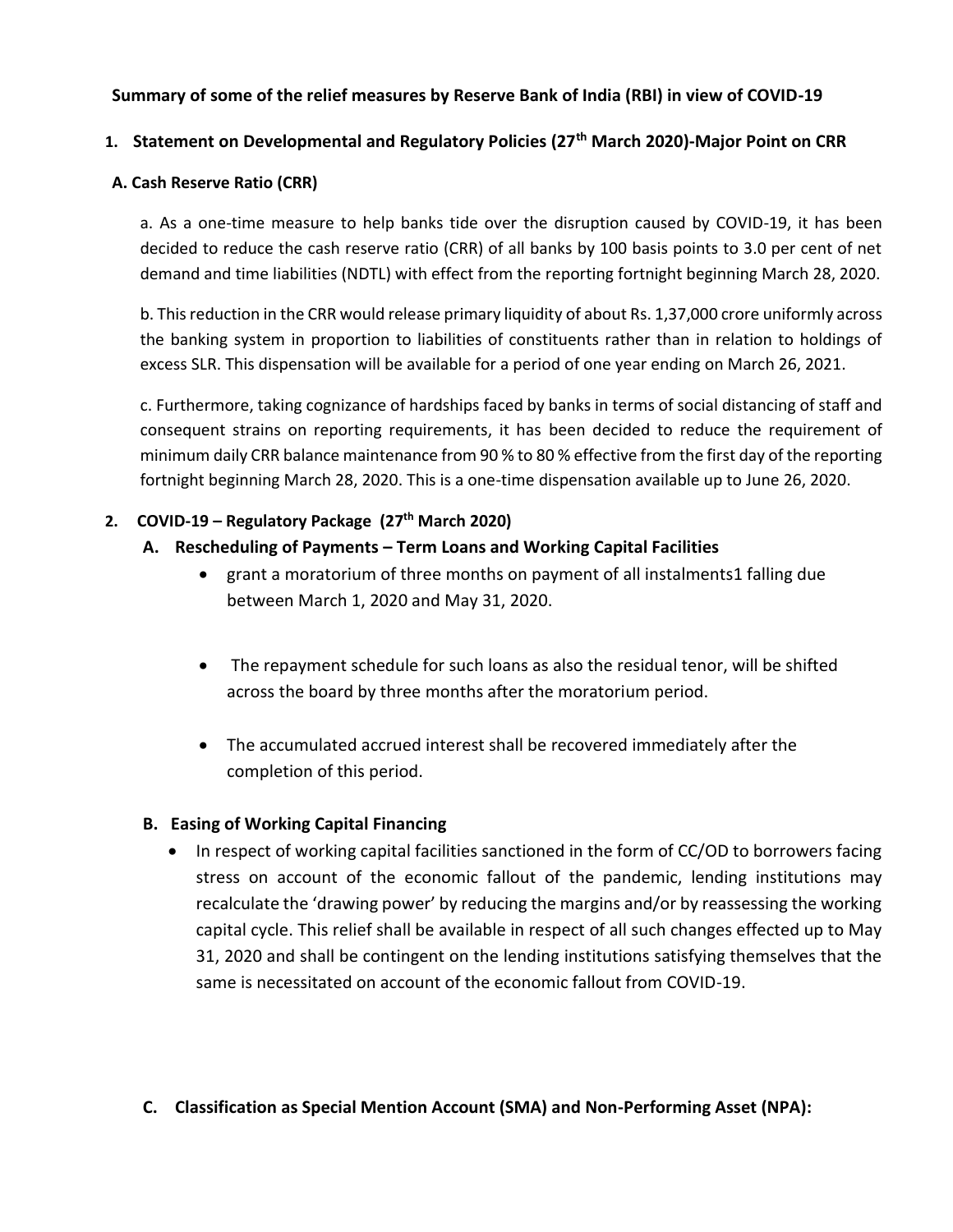**Summary of some of the relief measures by Reserve Bank of India (RBI) in view of COVID-19**

## 1. Statement on Developmental and Regulatory Policies (27th March 2020)-Major Point on CRR

### A. Cash Reserve Ratio (CRR)

a. As a one-time measure to help banks tide over the disruption caused by COVID-19, it has been decided to reduce the cash reserve ratio (CRR) of all banks by 100 basis points to 3.0 per cent of net demand and time liabilities (NDTL) with effect from the reporting fortnight beginning March 28, 2020.

b. This reduction in the CRR would release primary liquidity of about Rs. 1,37,000 crore uniformly across the banking system in proportion to liabilities of constituents rather than in relation to holdings of excess SLR. This dispensation will be available for a period of one year ending on March 26, 2021.

c. Furthermore, taking cognizance of hardships faced by banks in terms of social distancing of staff and consequent strains on reporting requirements, it has been decided to reduce the requirement of minimum daily CRR balance maintenance from 90 % to 80 % effective from the first day of the reporting fortnight beginning March 28, 2020. This is a one-time dispensation available up to June 26, 2020.

## 2. COVID-19 – Regulatory Package (27th March 2020)

### A. Rescheduling of Payments – Term Loans and Working Capital Facilities

- grant a moratorium of three months on payment of all instalments1 falling due between March 1, 2020 and May 31, 2020.
- The repayment schedule for such loans as also the residual tenor, will be shifted across the board by three months after the moratorium period.
- The accumulated accrued interest shall be recovered immediately after the completion of this period.

### B. Easing of Working Capital Financing

- In respect of working capital facilities sanctioned in the form of CC/OD to borrowers facing stress on account of the economic fallout of the pandemic, lending institutions may recalculate the 'drawing power' by reducing the margins and/or by reassessing the working capital cycle. This relief shall be available in respect of all such changes effected up to May 31, 2020 and shall be contingent on the lending institutions satisfying themselves that the same is necessitated on account of the economic fallout from COVID-19.

### C. Classification as Special Mention Account (SMA) and Non-Performing Asset (NPA):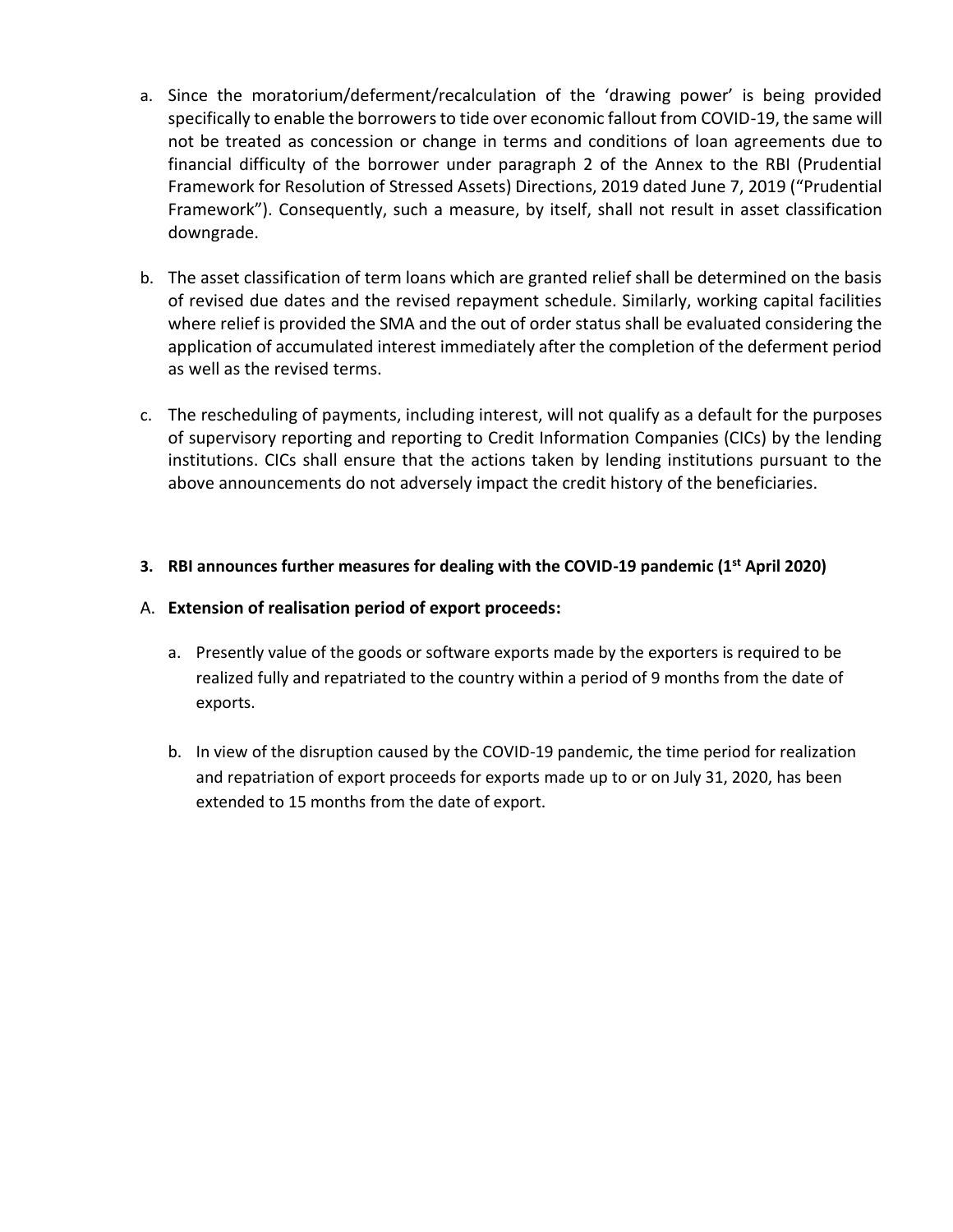a. Since the moratorium/deferment/recalculation of the 'drawing power' is being provided specifically to enable the borrowers to tide over economic fallout from COVID-19, the same will not be treated as concession or change in terms and conditions of loan agreements due to financial difficulty of the borrower under paragraph 2 of the Annex to the RBI (Prudential Framework for Resolution of Stressed Assets) Directions, 2019 dated June 7, 2019 ("Prudential Framework"). Consequently, such a measure, by itself, shall not result in asset classification downgrade.

b. The asset classification of term loans which are granted relief shall be determined on the basis of revised due dates and the revised repayment schedule. Similarly, working capital facilities where relief is provided the SMA and the out of order status shall be evaluated considering the application of accumulated interest immediately after the completion of the deferment period as well as the revised terms.

c. The rescheduling of payments, including interest, will not qualify as a default for the purposes of supervisory reporting and reporting to Credit Information Companies (CICs) by the lending institutions. CICs shall ensure that the actions taken by lending institutions pursuant to the above announcements do not adversely impact the credit history of the beneficiaries.

**3. RBI announces further measures for dealing with the COVID-19 pandemic (1st April 2020)**

A. **Extension of realisation period of export proceeds:**

a. Presently value of the goods or software exports made by the exporters is required to be realized fully and repatriated to the country within a period of 9 months from the date of exports.

b. In view of the disruption caused by the COVID-19 pandemic, the time period for realization and repatriation of export proceeds for exports made up to or on July 31, 2020, has been extended to 15 months from the date of export.